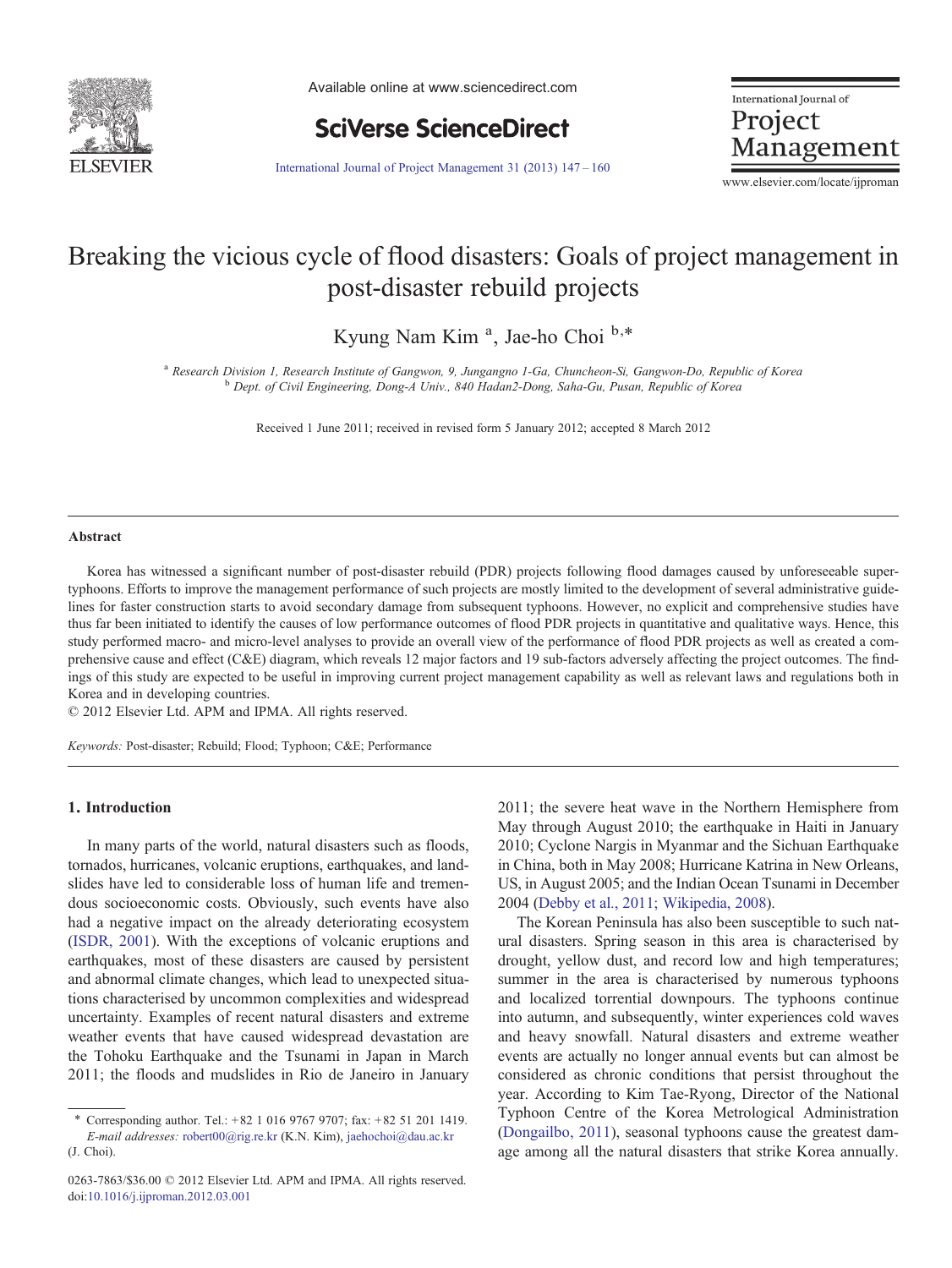# Breaking the vicious cycle of flood disasters: Goals of project management in post-disaster rebuild projects

Kyung Nam Kim [a], Jae-ho Choi [b,*]

[a] Research Division 1, Research Institute of Gangwon, 9, Jungangno 1-Ga, Chuncheon-Si, Gangwon-Do, Republic of Korea
[b] Dept. of Civil Engineering, Dong-A Univ., 840 Hadan2-Dong, Saha-Gu, Pusan, Republic of Korea

Received 1 June 2011; received in revised form 5 January 2012; accepted 8 March 2012

## Abstract

Korea has witnessed a significant number of post-disaster rebuild (PDR) projects following flood damages caused by unforeseeable super-typhoons. Efforts to improve the management performance of such projects are mostly limited to the development of several administrative guidelines for faster construction starts to avoid secondary damage from subsequent typhoons. However, no explicit and comprehensive studies have thus far been initiated to identify the causes of low performance outcomes of flood PDR projects in quantitative and qualitative ways. Hence, this study performed macro- and micro-level analyses to provide an overall view of the performance of flood PDR projects as well as created a comprehensive cause and effect (C&E) diagram, which reveals 12 major factors and 19 sub-factors adversely affecting the project outcomes. The findings of this study are expected to be useful in improving current project management capability as well as relevant laws and regulations both in Korea and in developing countries.

© 2012 Elsevier Ltd. APM and IPMA. All rights reserved.

*Keywords:* Post-disaster; Rebuild; Flood; Typhoon; C&E; Performance

## 1. Introduction

In many parts of the world, natural disasters such as floods, tornados, hurricanes, volcanic eruptions, earthquakes, and landslides have led to considerable loss of human life and tremendous socioeconomic costs. Obviously, such events have also had a negative impact on the already deteriorating ecosystem (ISDR, 2001). With the exceptions of volcanic eruptions and earthquakes, most of these disasters are caused by persistent and abnormal climate changes, which lead to unexpected situations characterised by uncommon complexities and widespread uncertainty. Examples of recent natural disasters and extreme weather events that have caused widespread devastation are the Tohoku Earthquake and the Tsunami in Japan in March 2011; the floods and mudslides in Rio de Janeiro in January 2011; the severe heat wave in the Northern Hemisphere from May through August 2010; the earthquake in Haiti in January 2010; Cyclone Nargis in Myanmar and the Sichuan Earthquake in China, both in May 2008; Hurricane Katrina in New Orleans, US, in August 2005; and the Indian Ocean Tsunami in December 2004 (Debby et al., 2011; Wikipedia, 2008).

The Korean Peninsula has also been susceptible to such natural disasters. Spring season in this area is characterised by drought, yellow dust, and record low and high temperatures; summer in the area is characterised by numerous typhoons and localized torrential downpours. The typhoons continue into autumn, and subsequently, winter experiences cold waves and heavy snowfall. Natural disasters and extreme weather events are actually no longer annual events but can almost be considered as chronic conditions that persist throughout the year. According to Kim Tae-Ryong, Director of the National Typhoon Centre of the Korea Metrological Administration (Dongailbo, 2011), seasonal typhoons cause the greatest damage among all the natural disasters that strike Korea annually.

\* Corresponding author. Tel.: +82 1 016 9767 9707; fax: +82 51 201 1419.
*E-mail addresses:* robert00@rig.re.kr (K.N. Kim), jaehochoi@dau.ac.kr (J. Choi).

0263-7863/$36.00 © 2012 Elsevier Ltd. APM and IPMA. All rights reserved.
doi:10.1016/j.ijproman.2012.03.001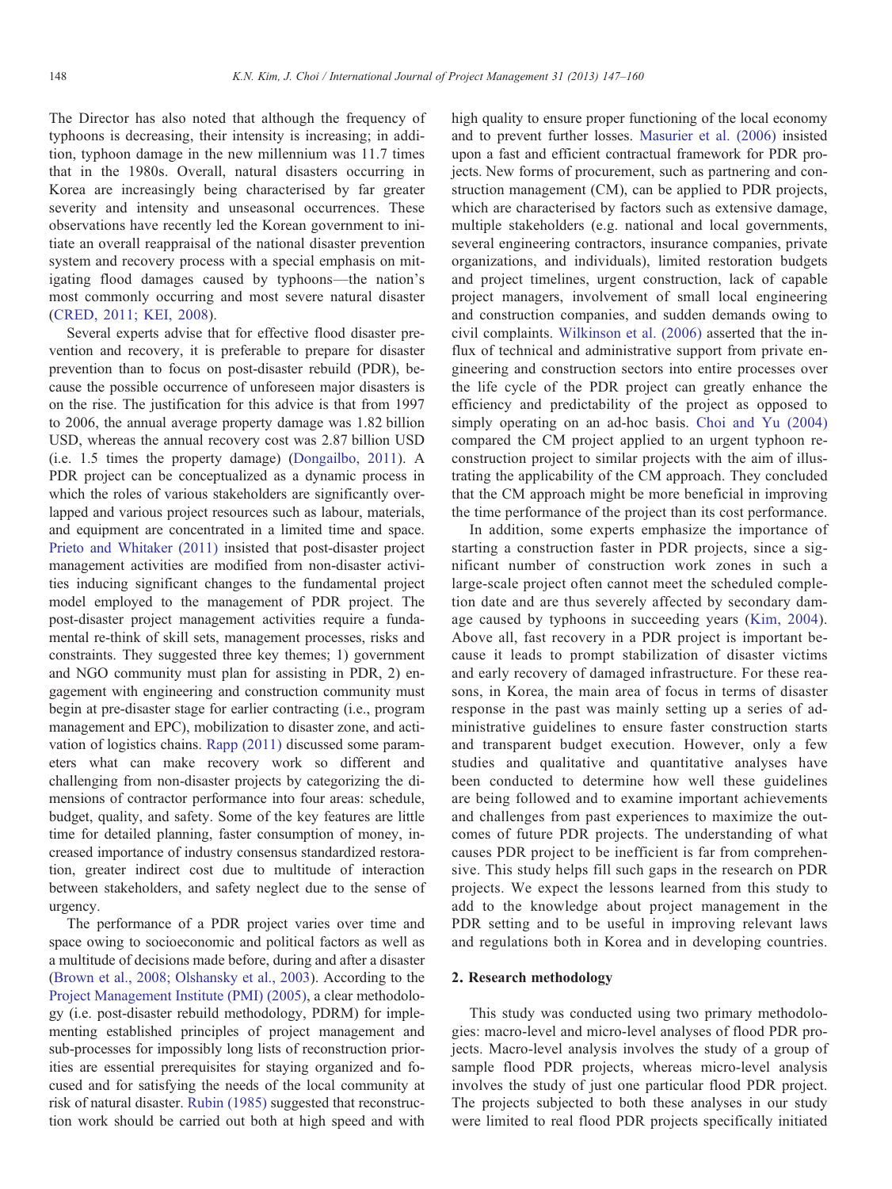The Director has also noted that although the frequency of typhoons is decreasing, their intensity is increasing; in addition, typhoon damage in the new millennium was 11.7 times that in the 1980s. Overall, natural disasters occurring in Korea are increasingly being characterised by far greater severity and intensity and unseasonal occurrences. These observations have recently led the Korean government to initiate an overall reappraisal of the national disaster prevention system and recovery process with a special emphasis on mitigating flood damages caused by typhoons—the nation's most commonly occurring and most severe natural disaster (CRED, 2011; KEI, 2008).

Several experts advise that for effective flood disaster prevention and recovery, it is preferable to prepare for disaster prevention than to focus on post-disaster rebuild (PDR), because the possible occurrence of unforeseen major disasters is on the rise. The justification for this advice is that from 1997 to 2006, the annual average property damage was 1.82 billion USD, whereas the annual recovery cost was 2.87 billion USD (i.e. 1.5 times the property damage) (Dongailbo, 2011). A PDR project can be conceptualized as a dynamic process in which the roles of various stakeholders are significantly overlapped and various project resources such as labour, materials, and equipment are concentrated in a limited time and space. Prieto and Whitaker (2011) insisted that post-disaster project management activities are modified from non-disaster activities inducing significant changes to the fundamental project model employed to the management of PDR project. The post-disaster project management activities require a fundamental re-think of skill sets, management processes, risks and constraints. They suggested three key themes; 1) government and NGO community must plan for assisting in PDR, 2) engagement with engineering and construction community must begin at pre-disaster stage for earlier contracting (i.e., program management and EPC), mobilization to disaster zone, and activation of logistics chains. Rapp (2011) discussed some parameters what can make recovery work so different and challenging from non-disaster projects by categorizing the dimensions of contractor performance into four areas: schedule, budget, quality, and safety. Some of the key features are little time for detailed planning, faster consumption of money, increased importance of industry consensus standardized restoration, greater indirect cost due to multitude of interaction between stakeholders, and safety neglect due to the sense of urgency.

The performance of a PDR project varies over time and space owing to socioeconomic and political factors as well as a multitude of decisions made before, during and after a disaster (Brown et al., 2008; Olshansky et al., 2003). According to the Project Management Institute (PMI) (2005), a clear methodology (i.e. post-disaster rebuild methodology, PDRM) for implementing established principles of project management and sub-processes for impossibly long lists of reconstruction priorities are essential prerequisites for staying organized and focused and for satisfying the needs of the local community at risk of natural disaster. Rubin (1985) suggested that reconstruction work should be carried out both at high speed and with high quality to ensure proper functioning of the local economy and to prevent further losses. Masurier et al. (2006) insisted upon a fast and efficient contractual framework for PDR projects. New forms of procurement, such as partnering and construction management (CM), can be applied to PDR projects, which are characterised by factors such as extensive damage, multiple stakeholders (e.g. national and local governments, several engineering contractors, insurance companies, private organizations, and individuals), limited restoration budgets and project timelines, urgent construction, lack of capable project managers, involvement of small local engineering and construction companies, and sudden demands owing to civil complaints. Wilkinson et al. (2006) asserted that the influx of technical and administrative support from private engineering and construction sectors into entire processes over the life cycle of the PDR project can greatly enhance the efficiency and predictability of the project as opposed to simply operating on an ad-hoc basis. Choi and Yu (2004) compared the CM project applied to an urgent typhoon reconstruction project to similar projects with the aim of illustrating the applicability of the CM approach. They concluded that the CM approach might be more beneficial in improving the time performance of the project than its cost performance.

In addition, some experts emphasize the importance of starting a construction faster in PDR projects, since a significant number of construction work zones in such a large-scale project often cannot meet the scheduled completion date and are thus severely affected by secondary damage caused by typhoons in succeeding years (Kim, 2004). Above all, fast recovery in a PDR project is important because it leads to prompt stabilization of disaster victims and early recovery of damaged infrastructure. For these reasons, in Korea, the main area of focus in terms of disaster response in the past was mainly setting up a series of administrative guidelines to ensure faster construction starts and transparent budget execution. However, only a few studies and qualitative and quantitative analyses have been conducted to determine how well these guidelines are being followed and to examine important achievements and challenges from past experiences to maximize the outcomes of future PDR projects. The understanding of what causes PDR project to be inefficient is far from comprehensive. This study helps fill such gaps in the research on PDR projects. We expect the lessons learned from this study to add to the knowledge about project management in the PDR setting and to be useful in improving relevant laws and regulations both in Korea and in developing countries.

## 2. Research methodology

This study was conducted using two primary methodologies: macro-level and micro-level analyses of flood PDR projects. Macro-level analysis involves the study of a group of sample flood PDR projects, whereas micro-level analysis involves the study of just one particular flood PDR project. The projects subjected to both these analyses in our study were limited to real flood PDR projects specifically initiated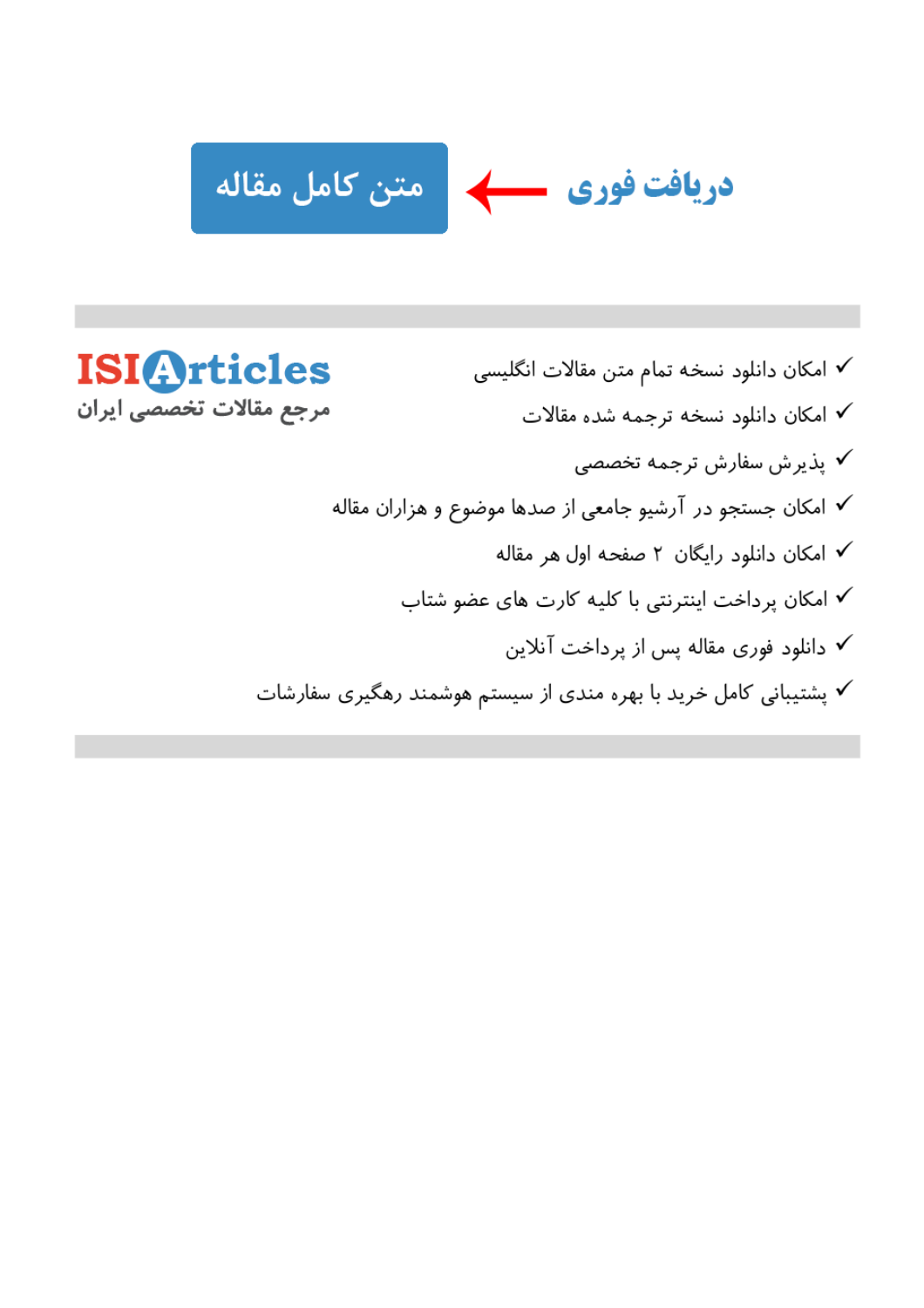دریافت فوری ← متن کامل مقاله

**ISIArticles**

مرجع مقالات تخصصی ایران

- ✓ امکان دانلود نسخه تمام متن مقالات انگلیسی
- ✓ امکان دانلود نسخه ترجمه شده مقالات
- ✓ پذیرش سفارش ترجمه تخصصی
- ✓ امکان جستجو در آرشیو جامعی از صدها موضوع و هزاران مقاله
- ✓ امکان دانلود رایگان ۲ صفحه اول هر مقاله
- ✓ امکان پرداخت اینترنتی با کلیه کارت های عضو شتاب
- ✓ دانلود فوری مقاله پس از پرداخت آنلاین
- ✓ پشتیبانی کامل خرید با بهره مندی از سیستم هوشمند رهگیری سفارشات